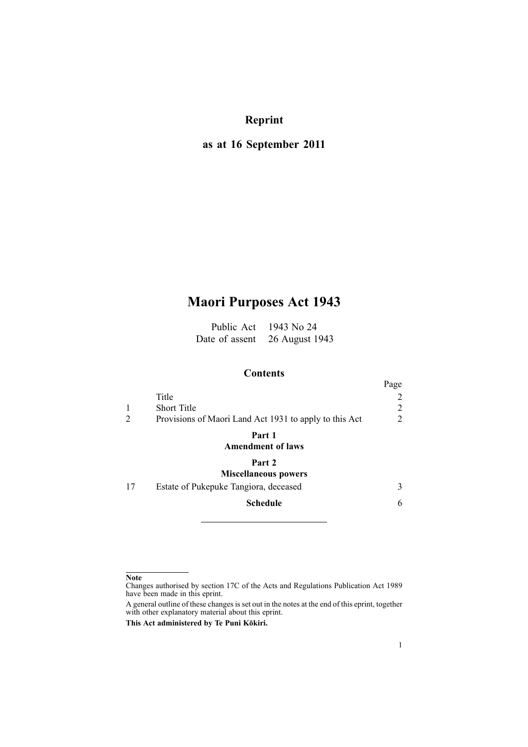**Reprint**

**as at 16 September 2011**

# Maori Purposes Act 1943

Public Act 1943 No 24
Date of assent 26 August 1943

## Contents

| | | Page |
|---|---|---|
| | Title | 2 |
| 1 | Short Title | 2 |
| 2 | Provisions of Maori Land Act 1931 to apply to this Act | 2 |
| | **Part 1** **Amendment of laws** | |
| | **Part 2** **Miscellaneous powers** | |
| 17 | Estate of Pukepuke Tangiora, deceased | 3 |
| | **Schedule** | 6 |

---

**Note**

Changes authorised by section 17C of the Acts and Regulations Publication Act 1989 have been made in this eprint.

A general outline of these changes is set out in the notes at the end of this eprint, together with other explanatory material about this eprint.

**This Act administered by Te Puni Kōkiri.**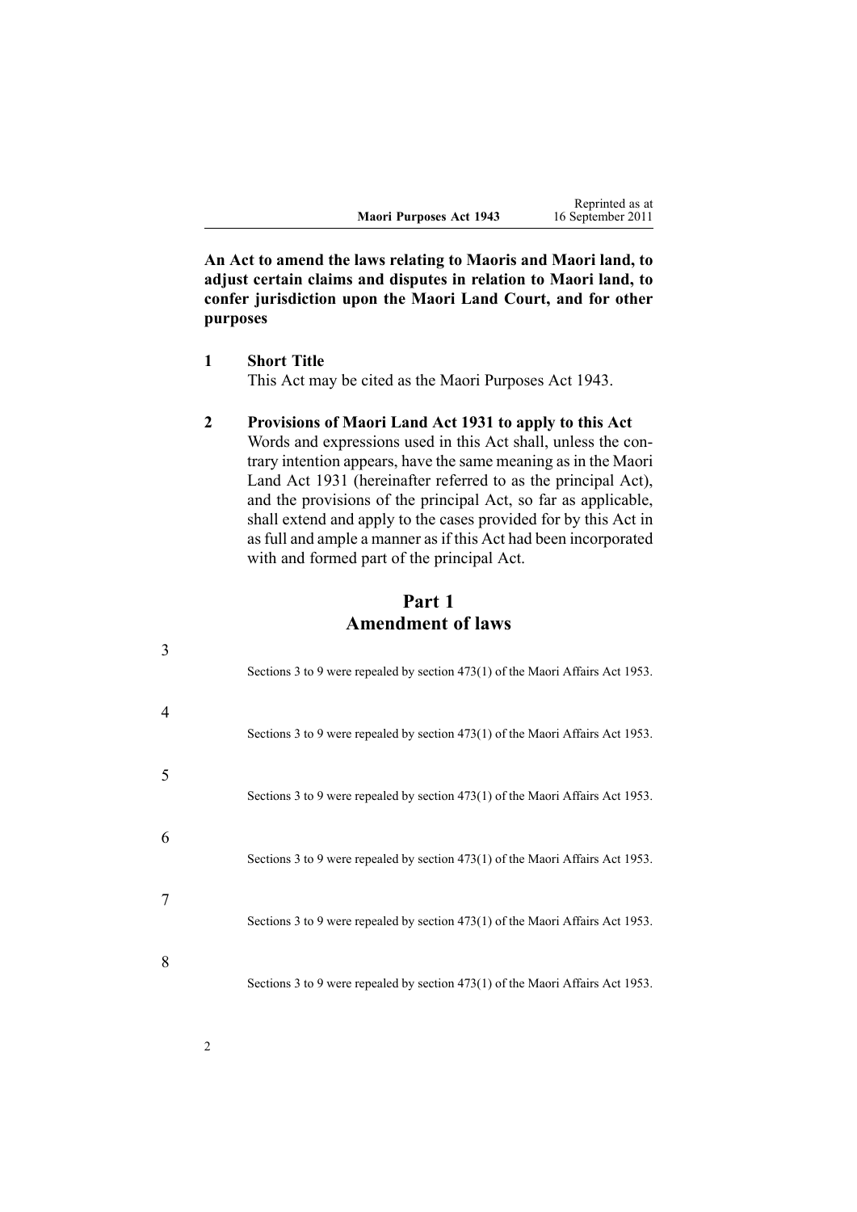**An Act to amend the laws relating to Maoris and Maori land, to adjust certain claims and disputes in relation to Maori land, to confer jurisdiction upon the Maori Land Court, and for other purposes**

**1 Short Title**

This Act may be cited as the Maori Purposes Act 1943.

**2 Provisions of Maori Land Act 1931 to apply to this Act**

Words and expressions used in this Act shall, unless the contrary intention appears, have the same meaning as in the Maori Land Act 1931 (hereinafter referred to as the principal Act), and the provisions of the principal Act, so far as applicable, shall extend and apply to the cases provided for by this Act in as full and ample a manner as if this Act had been incorporated with and formed part of the principal Act.

## Part 1
## Amendment of laws

3

Sections 3 to 9 were repealed by section 473(1) of the Maori Affairs Act 1953.

4

Sections 3 to 9 were repealed by section 473(1) of the Maori Affairs Act 1953.

5

Sections 3 to 9 were repealed by section 473(1) of the Maori Affairs Act 1953.

6

Sections 3 to 9 were repealed by section 473(1) of the Maori Affairs Act 1953.

7

Sections 3 to 9 were repealed by section 473(1) of the Maori Affairs Act 1953.

8

Sections 3 to 9 were repealed by section 473(1) of the Maori Affairs Act 1953.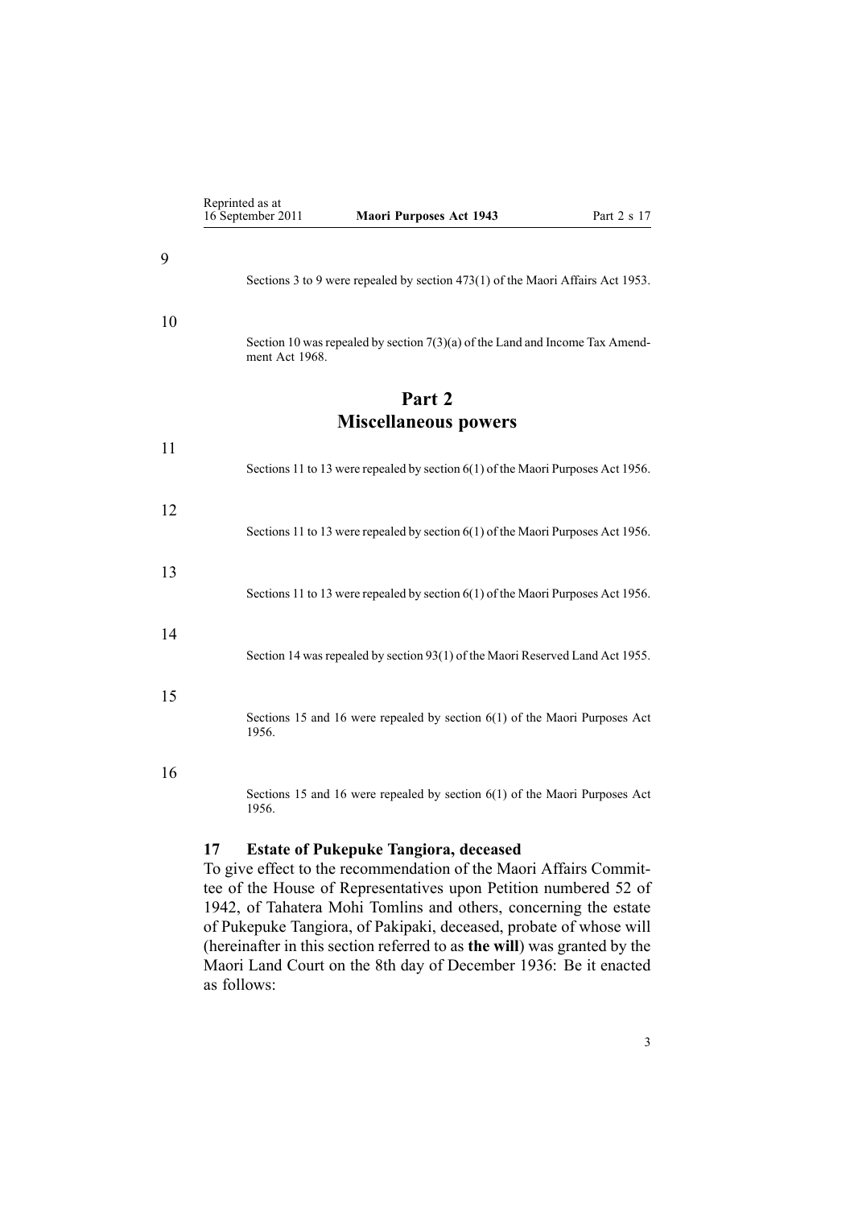9

Sections 3 to 9 were repealed by section 473(1) of the Maori Affairs Act 1953.

10

Section 10 was repealed by section 7(3)(a) of the Land and Income Tax Amendment Act 1968.

# Part 2
# Miscellaneous powers

11

Sections 11 to 13 were repealed by section 6(1) of the Maori Purposes Act 1956.

12

Sections 11 to 13 were repealed by section 6(1) of the Maori Purposes Act 1956.

13

Sections 11 to 13 were repealed by section 6(1) of the Maori Purposes Act 1956.

14

Section 14 was repealed by section 93(1) of the Maori Reserved Land Act 1955.

15

Sections 15 and 16 were repealed by section 6(1) of the Maori Purposes Act 1956.

16

Sections 15 and 16 were repealed by section 6(1) of the Maori Purposes Act 1956.

### 17 Estate of Pukepuke Tangiora, deceased

To give effect to the recommendation of the Maori Affairs Committee of the House of Representatives upon Petition numbered 52 of 1942, of Tahatera Mohi Tomlins and others, concerning the estate of Pukepuke Tangiora, of Pakipaki, deceased, probate of whose will (hereinafter in this section referred to as **the will**) was granted by the Maori Land Court on the 8th day of December 1936: Be it enacted as follows: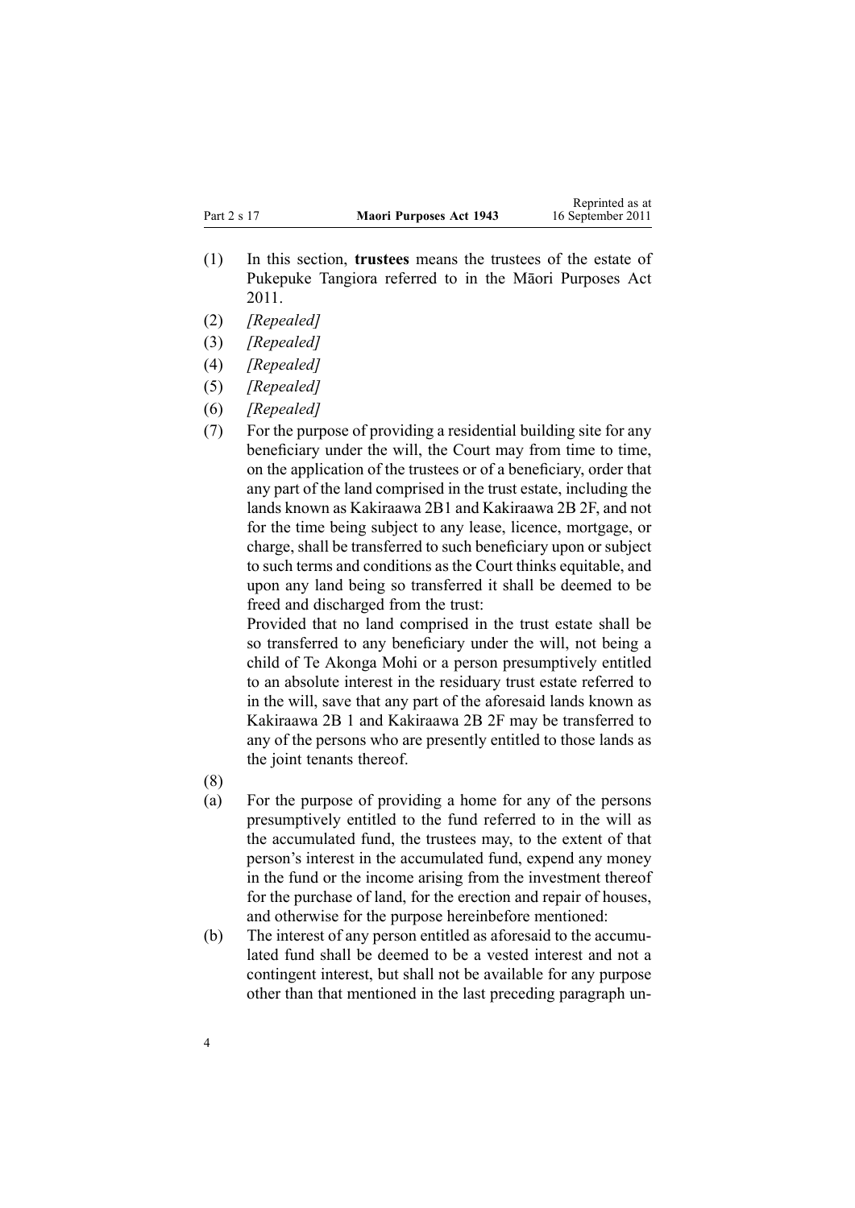(1) In this section, **trustees** means the trustees of the estate of Pukepuke Tangiora referred to in the Māori Purposes Act 2011.

(2) *[Repealed]*

(3) *[Repealed]*

(4) *[Repealed]*

(5) *[Repealed]*

(6) *[Repealed]*

(7) For the purpose of providing a residential building site for any beneficiary under the will, the Court may from time to time, on the application of the trustees or of a beneficiary, order that any part of the land comprised in the trust estate, including the lands known as Kakiraawa 2B1 and Kakiraawa 2B 2F, and not for the time being subject to any lease, licence, mortgage, or charge, shall be transferred to such beneficiary upon or subject to such terms and conditions as the Court thinks equitable, and upon any land being so transferred it shall be deemed to be freed and discharged from the trust:

Provided that no land comprised in the trust estate shall be so transferred to any beneficiary under the will, not being a child of Te Akonga Mohi or a person presumptively entitled to an absolute interest in the residuary trust estate referred to in the will, save that any part of the aforesaid lands known as Kakiraawa 2B 1 and Kakiraawa 2B 2F may be transferred to any of the persons who are presently entitled to those lands as the joint tenants thereof.

(8)

(a) For the purpose of providing a home for any of the persons presumptively entitled to the fund referred to in the will as the accumulated fund, the trustees may, to the extent of that person's interest in the accumulated fund, expend any money in the fund or the income arising from the investment thereof for the purchase of land, for the erection and repair of houses, and otherwise for the purpose hereinbefore mentioned:

(b) The interest of any person entitled as aforesaid to the accumulated fund shall be deemed to be a vested interest and not a contingent interest, but shall not be available for any purpose other than that mentioned in the last preceding paragraph un-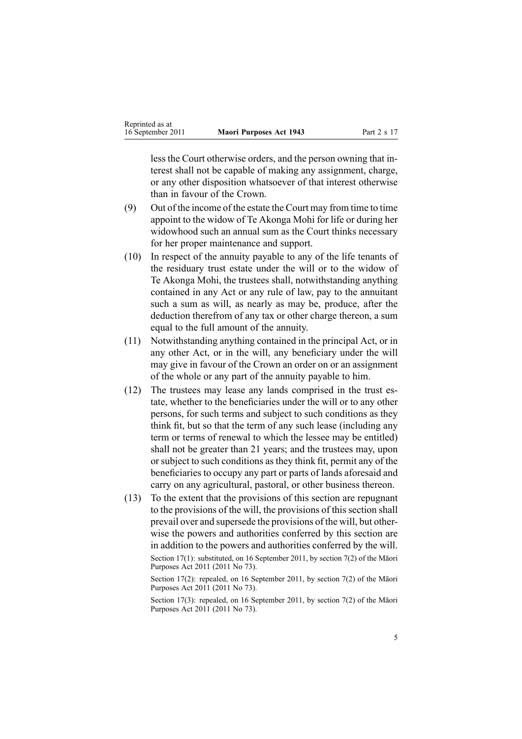less the Court otherwise orders, and the person owning that interest shall not be capable of making any assignment, charge, or any other disposition whatsoever of that interest otherwise than in favour of the Crown.

(9) Out of the income of the estate the Court may from time to time appoint to the widow of Te Akonga Mohi for life or during her widowhood such an annual sum as the Court thinks necessary for her proper maintenance and support.

(10) In respect of the annuity payable to any of the life tenants of the residuary trust estate under the will or to the widow of Te Akonga Mohi, the trustees shall, notwithstanding anything contained in any Act or any rule of law, pay to the annuitant such a sum as will, as nearly as may be, produce, after the deduction therefrom of any tax or other charge thereon, a sum equal to the full amount of the annuity.

(11) Notwithstanding anything contained in the principal Act, or in any other Act, or in the will, any beneficiary under the will may give in favour of the Crown an order on or an assignment of the whole or any part of the annuity payable to him.

(12) The trustees may lease any lands comprised in the trust estate, whether to the beneficiaries under the will or to any other persons, for such terms and subject to such conditions as they think fit, but so that the term of any such lease (including any term or terms of renewal to which the lessee may be entitled) shall not be greater than 21 years; and the trustees may, upon or subject to such conditions as they think fit, permit any of the beneficiaries to occupy any part or parts of lands aforesaid and carry on any agricultural, pastoral, or other business thereon.

(13) To the extent that the provisions of this section are repugnant to the provisions of the will, the provisions of this section shall prevail over and supersede the provisions of the will, but otherwise the powers and authorities conferred by this section are in addition to the powers and authorities conferred by the will.

Section 17(1): substituted, on 16 September 2011, by section 7(2) of the Māori Purposes Act 2011 (2011 No 73).

Section 17(2): repealed, on 16 September 2011, by section 7(2) of the Māori Purposes Act 2011 (2011 No 73).

Section 17(3): repealed, on 16 September 2011, by section 7(2) of the Māori Purposes Act 2011 (2011 No 73).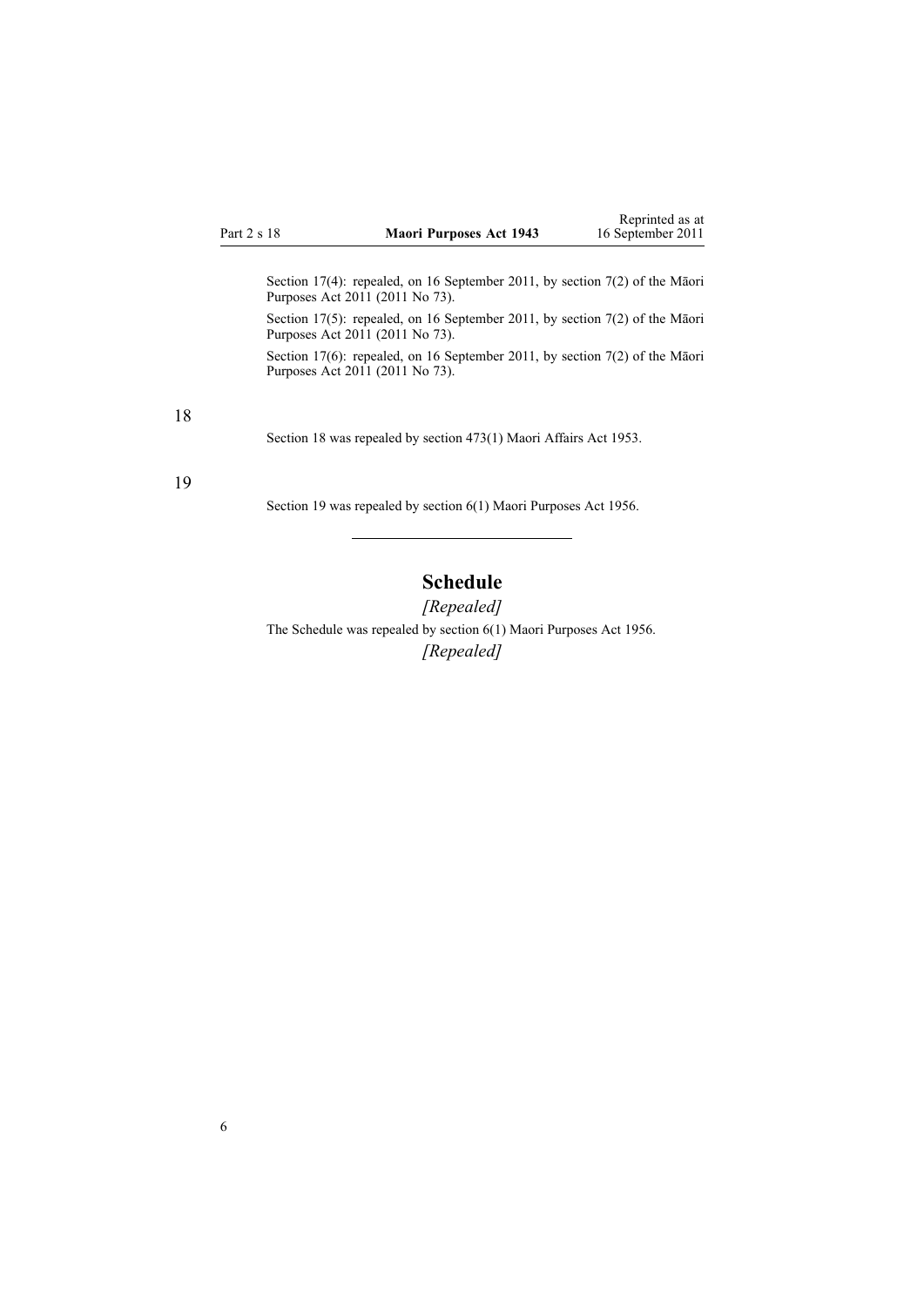Section 17(4): repealed, on 16 September 2011, by section 7(2) of the Māori Purposes Act 2011 (2011 No 73).

Section 17(5): repealed, on 16 September 2011, by section 7(2) of the Māori Purposes Act 2011 (2011 No 73).

Section 17(6): repealed, on 16 September 2011, by section 7(2) of the Māori Purposes Act 2011 (2011 No 73).

18

Section 18 was repealed by section 473(1) Maori Affairs Act 1953.

19

Section 19 was repealed by section 6(1) Maori Purposes Act 1956.

---

## Schedule

*[Repealed]*

The Schedule was repealed by section 6(1) Maori Purposes Act 1956.

*[Repealed]*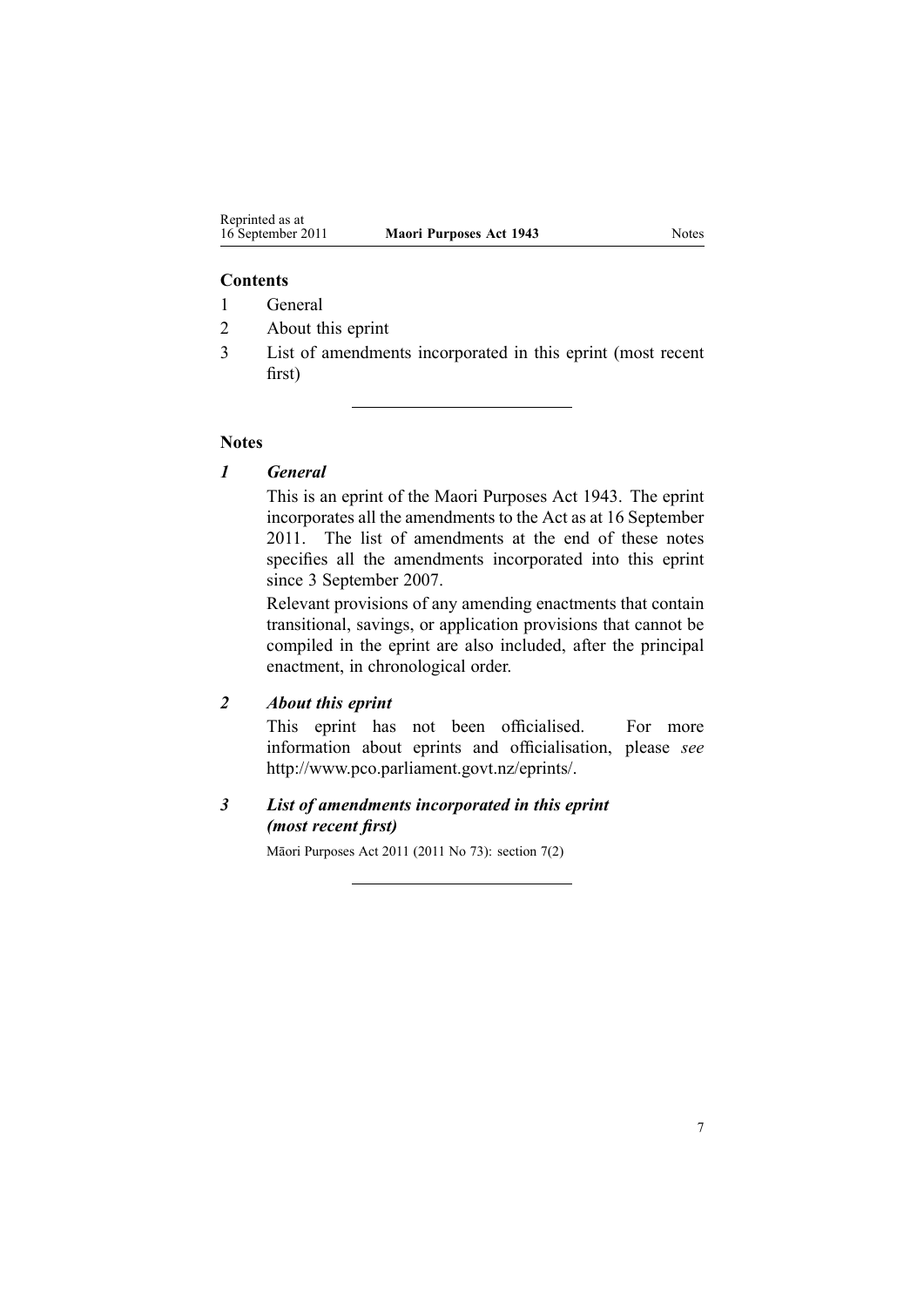## Contents

1 General

2 About this eprint

3 List of amendments incorporated in this eprint (most recent first)

---

## Notes

### *1 General*

This is an eprint of the Maori Purposes Act 1943. The eprint incorporates all the amendments to the Act as at 16 September 2011. The list of amendments at the end of these notes specifies all the amendments incorporated into this eprint since 3 September 2007.

Relevant provisions of any amending enactments that contain transitional, savings, or application provisions that cannot be compiled in the eprint are also included, after the principal enactment, in chronological order.

### *2 About this eprint*

This eprint has not been officialised. For more information about eprints and officialisation, please *see* http://www.pco.parliament.govt.nz/eprints/.

### *3 List of amendments incorporated in this eprint (most recent first)*

Māori Purposes Act 2011 (2011 No 73): section 7(2)

---